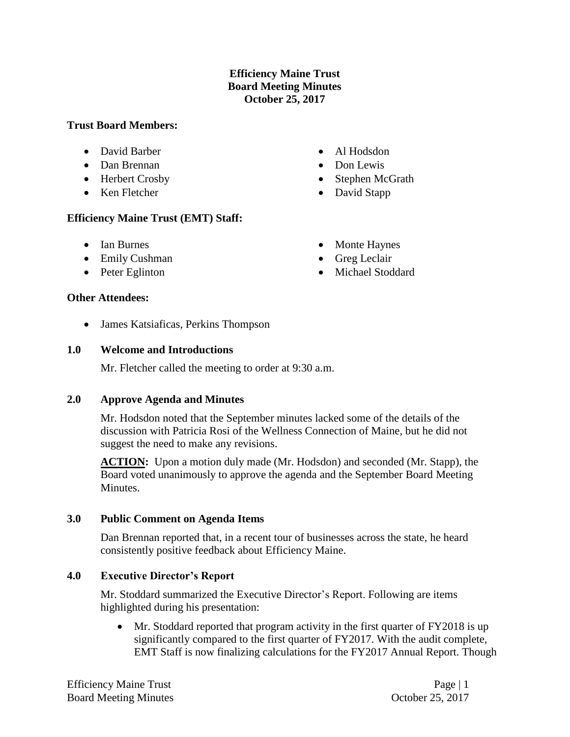**Efficiency Maine Trust**
**Board Meeting Minutes**
**October 25, 2017**

**Trust Board Members:**

- David Barber
- Dan Brennan
- Herbert Crosby
- Ken Fletcher
- Al Hodsdon
- Don Lewis
- Stephen McGrath
- David Stapp

**Efficiency Maine Trust (EMT) Staff:**

- Ian Burnes
- Emily Cushman
- Peter Eglinton
- Monte Haynes
- Greg Leclair
- Michael Stoddard

**Other Attendees:**

- James Katsiaficas, Perkins Thompson

**1.0 Welcome and Introductions**

Mr. Fletcher called the meeting to order at 9:30 a.m.

**2.0 Approve Agenda and Minutes**

Mr. Hodsdon noted that the September minutes lacked some of the details of the discussion with Patricia Rosi of the Wellness Connection of Maine, but he did not suggest the need to make any revisions.

**ACTION:** Upon a motion duly made (Mr. Hodsdon) and seconded (Mr. Stapp), the Board voted unanimously to approve the agenda and the September Board Meeting Minutes.

**3.0 Public Comment on Agenda Items**

Dan Brennan reported that, in a recent tour of businesses across the state, he heard consistently positive feedback about Efficiency Maine.

**4.0 Executive Director's Report**

Mr. Stoddard summarized the Executive Director's Report. Following are items highlighted during his presentation:

- Mr. Stoddard reported that program activity in the first quarter of FY2018 is up significantly compared to the first quarter of FY2017. With the audit complete, EMT Staff is now finalizing calculations for the FY2017 Annual Report. Though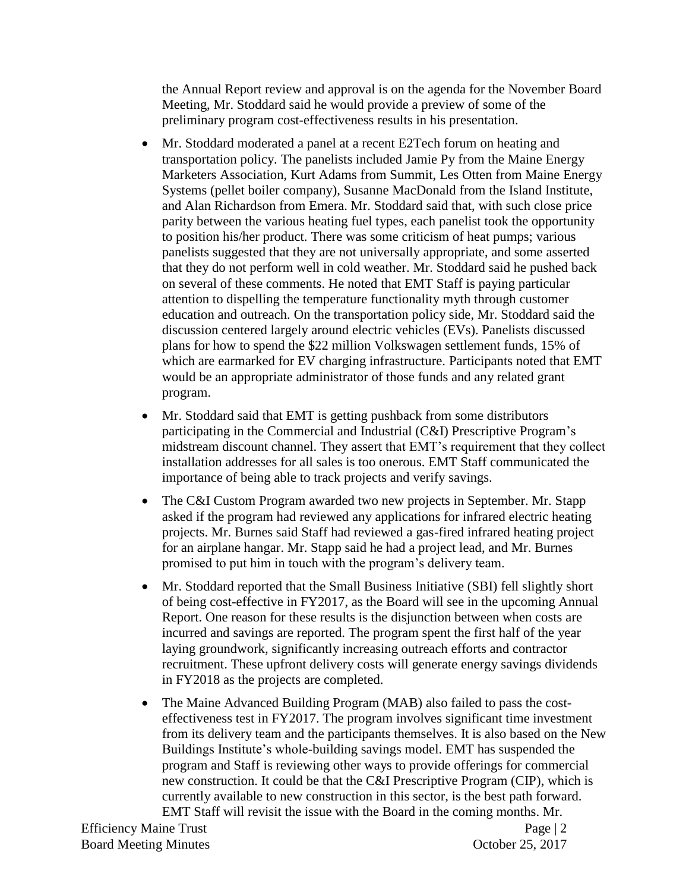the Annual Report review and approval is on the agenda for the November Board Meeting, Mr. Stoddard said he would provide a preview of some of the preliminary program cost-effectiveness results in his presentation.

- Mr. Stoddard moderated a panel at a recent E2Tech forum on heating and transportation policy. The panelists included Jamie Py from the Maine Energy Marketers Association, Kurt Adams from Summit, Les Otten from Maine Energy Systems (pellet boiler company), Susanne MacDonald from the Island Institute, and Alan Richardson from Emera. Mr. Stoddard said that, with such close price parity between the various heating fuel types, each panelist took the opportunity to position his/her product. There was some criticism of heat pumps; various panelists suggested that they are not universally appropriate, and some asserted that they do not perform well in cold weather. Mr. Stoddard said he pushed back on several of these comments. He noted that EMT Staff is paying particular attention to dispelling the temperature functionality myth through customer education and outreach. On the transportation policy side, Mr. Stoddard said the discussion centered largely around electric vehicles (EVs). Panelists discussed plans for how to spend the $22 million Volkswagen settlement funds, 15% of which are earmarked for EV charging infrastructure. Participants noted that EMT would be an appropriate administrator of those funds and any related grant program.
- Mr. Stoddard said that EMT is getting pushback from some distributors participating in the Commercial and Industrial (C&I) Prescriptive Program's midstream discount channel. They assert that EMT's requirement that they collect installation addresses for all sales is too onerous. EMT Staff communicated the importance of being able to track projects and verify savings.
- The C&I Custom Program awarded two new projects in September. Mr. Stapp asked if the program had reviewed any applications for infrared electric heating projects. Mr. Burnes said Staff had reviewed a gas-fired infrared heating project for an airplane hangar. Mr. Stapp said he had a project lead, and Mr. Burnes promised to put him in touch with the program's delivery team.
- Mr. Stoddard reported that the Small Business Initiative (SBI) fell slightly short of being cost-effective in FY2017, as the Board will see in the upcoming Annual Report. One reason for these results is the disjunction between when costs are incurred and savings are reported. The program spent the first half of the year laying groundwork, significantly increasing outreach efforts and contractor recruitment. These upfront delivery costs will generate energy savings dividends in FY2018 as the projects are completed.
- The Maine Advanced Building Program (MAB) also failed to pass the cost-effectiveness test in FY2017. The program involves significant time investment from its delivery team and the participants themselves. It is also based on the New Buildings Institute's whole-building savings model. EMT has suspended the program and Staff is reviewing other ways to provide offerings for commercial new construction. It could be that the C&I Prescriptive Program (CIP), which is currently available to new construction in this sector, is the best path forward. EMT Staff will revisit the issue with the Board in the coming months. Mr.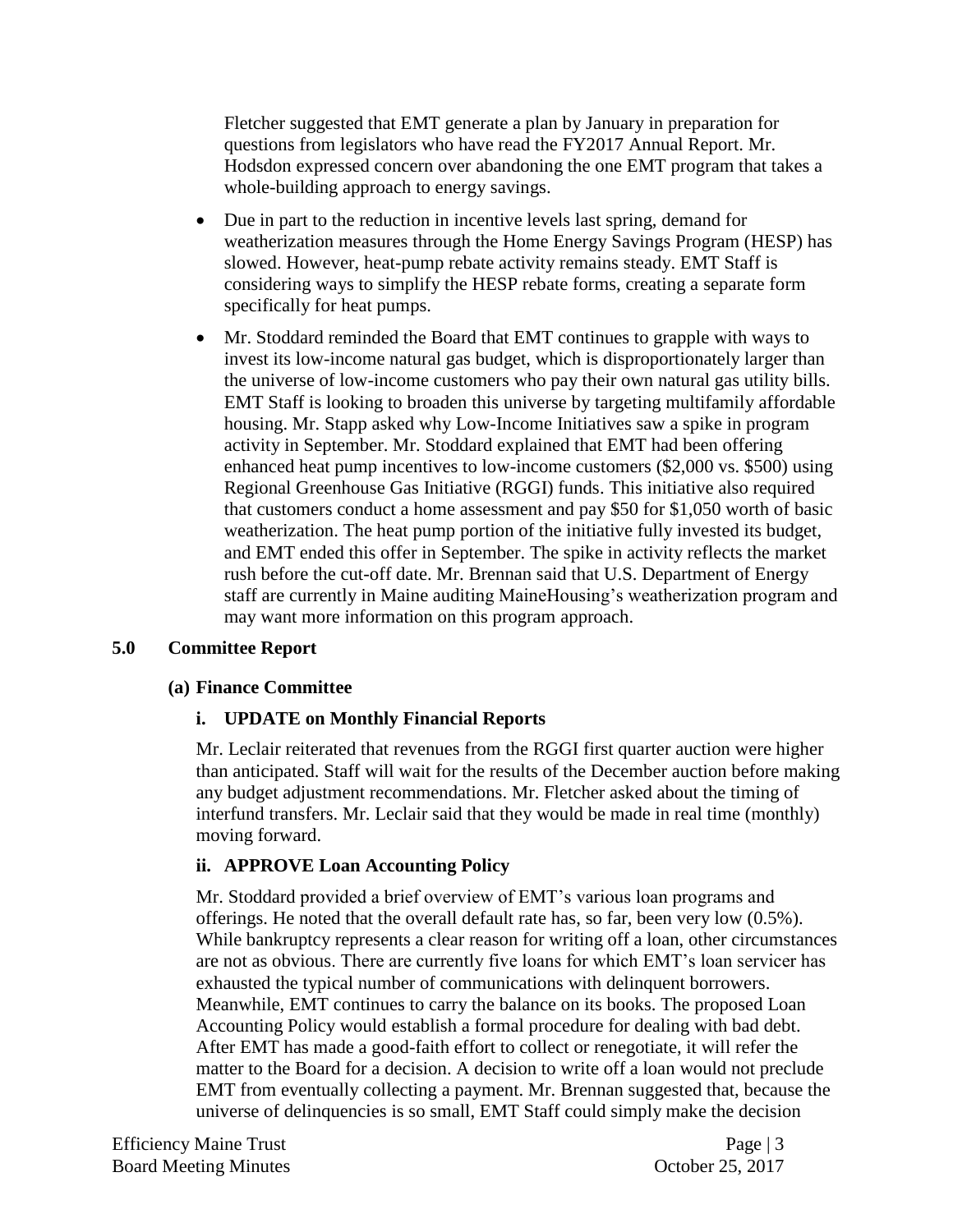Fletcher suggested that EMT generate a plan by January in preparation for questions from legislators who have read the FY2017 Annual Report. Mr. Hodsdon expressed concern over abandoning the one EMT program that takes a whole-building approach to energy savings.

- Due in part to the reduction in incentive levels last spring, demand for weatherization measures through the Home Energy Savings Program (HESP) has slowed. However, heat-pump rebate activity remains steady. EMT Staff is considering ways to simplify the HESP rebate forms, creating a separate form specifically for heat pumps.
- Mr. Stoddard reminded the Board that EMT continues to grapple with ways to invest its low-income natural gas budget, which is disproportionately larger than the universe of low-income customers who pay their own natural gas utility bills. EMT Staff is looking to broaden this universe by targeting multifamily affordable housing. Mr. Stapp asked why Low-Income Initiatives saw a spike in program activity in September. Mr. Stoddard explained that EMT had been offering enhanced heat pump incentives to low-income customers ($2,000 vs. $500) using Regional Greenhouse Gas Initiative (RGGI) funds. This initiative also required that customers conduct a home assessment and pay $50 for $1,050 worth of basic weatherization. The heat pump portion of the initiative fully invested its budget, and EMT ended this offer in September. The spike in activity reflects the market rush before the cut-off date. Mr. Brennan said that U.S. Department of Energy staff are currently in Maine auditing MaineHousing's weatherization program and may want more information on this program approach.

## 5.0 Committee Report

### (a) Finance Committee

#### i. UPDATE on Monthly Financial Reports

Mr. Leclair reiterated that revenues from the RGGI first quarter auction were higher than anticipated. Staff will wait for the results of the December auction before making any budget adjustment recommendations. Mr. Fletcher asked about the timing of interfund transfers. Mr. Leclair said that they would be made in real time (monthly) moving forward.

#### ii. APPROVE Loan Accounting Policy

Mr. Stoddard provided a brief overview of EMT's various loan programs and offerings. He noted that the overall default rate has, so far, been very low (0.5%). While bankruptcy represents a clear reason for writing off a loan, other circumstances are not as obvious. There are currently five loans for which EMT's loan servicer has exhausted the typical number of communications with delinquent borrowers. Meanwhile, EMT continues to carry the balance on its books. The proposed Loan Accounting Policy would establish a formal procedure for dealing with bad debt. After EMT has made a good-faith effort to collect or renegotiate, it will refer the matter to the Board for a decision. A decision to write off a loan would not preclude EMT from eventually collecting a payment. Mr. Brennan suggested that, because the universe of delinquencies is so small, EMT Staff could simply make the decision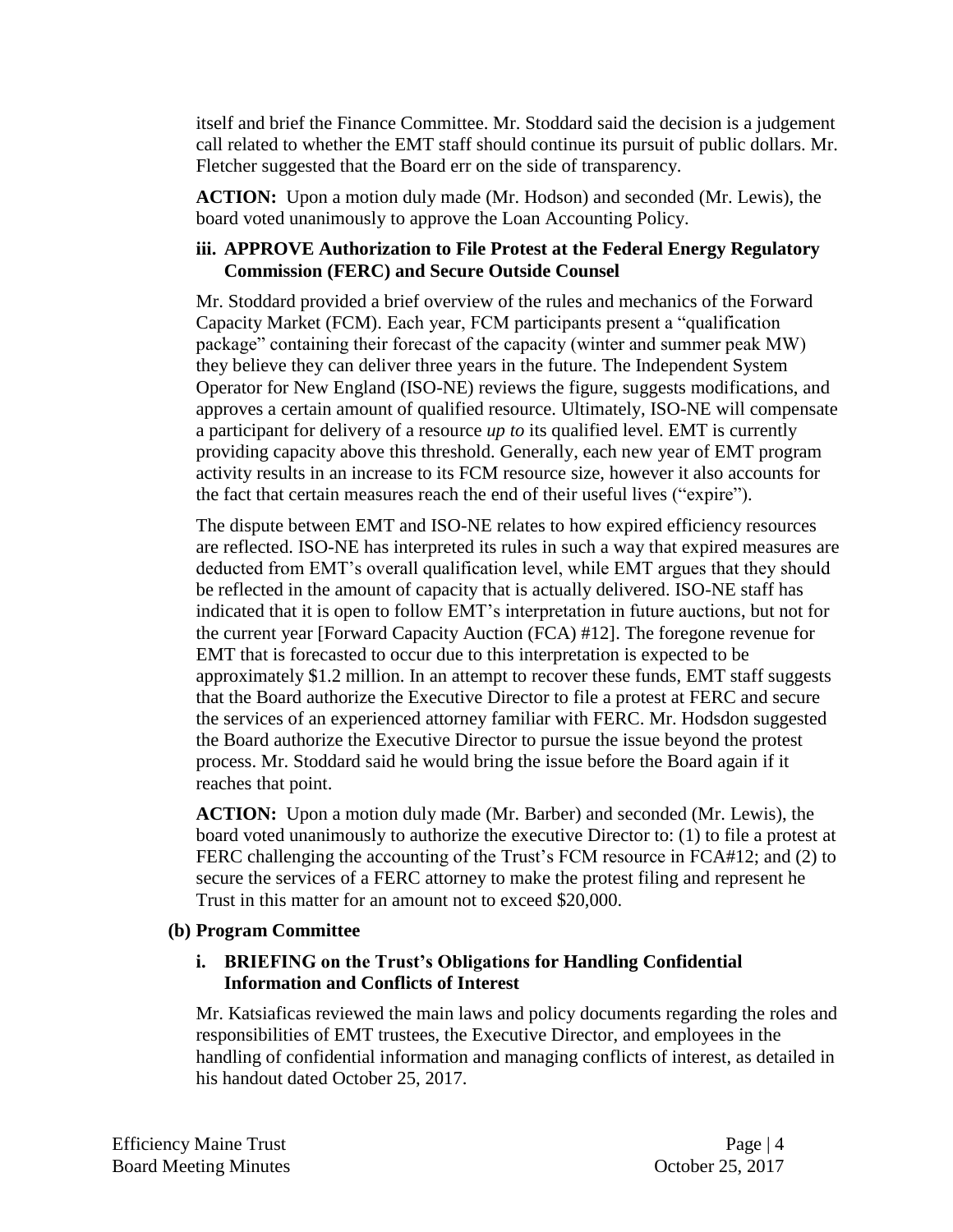itself and brief the Finance Committee. Mr. Stoddard said the decision is a judgement call related to whether the EMT staff should continue its pursuit of public dollars. Mr. Fletcher suggested that the Board err on the side of transparency.

**ACTION:** Upon a motion duly made (Mr. Hodson) and seconded (Mr. Lewis), the board voted unanimously to approve the Loan Accounting Policy.

### iii. APPROVE Authorization to File Protest at the Federal Energy Regulatory Commission (FERC) and Secure Outside Counsel

Mr. Stoddard provided a brief overview of the rules and mechanics of the Forward Capacity Market (FCM). Each year, FCM participants present a "qualification package" containing their forecast of the capacity (winter and summer peak MW) they believe they can deliver three years in the future. The Independent System Operator for New England (ISO-NE) reviews the figure, suggests modifications, and approves a certain amount of qualified resource. Ultimately, ISO-NE will compensate a participant for delivery of a resource *up to* its qualified level. EMT is currently providing capacity above this threshold. Generally, each new year of EMT program activity results in an increase to its FCM resource size, however it also accounts for the fact that certain measures reach the end of their useful lives ("expire").

The dispute between EMT and ISO-NE relates to how expired efficiency resources are reflected. ISO-NE has interpreted its rules in such a way that expired measures are deducted from EMT's overall qualification level, while EMT argues that they should be reflected in the amount of capacity that is actually delivered. ISO-NE staff has indicated that it is open to follow EMT's interpretation in future auctions, but not for the current year [Forward Capacity Auction (FCA) #12]. The foregone revenue for EMT that is forecasted to occur due to this interpretation is expected to be approximately $1.2 million. In an attempt to recover these funds, EMT staff suggests that the Board authorize the Executive Director to file a protest at FERC and secure the services of an experienced attorney familiar with FERC. Mr. Hodsdon suggested the Board authorize the Executive Director to pursue the issue beyond the protest process. Mr. Stoddard said he would bring the issue before the Board again if it reaches that point.

**ACTION:** Upon a motion duly made (Mr. Barber) and seconded (Mr. Lewis), the board voted unanimously to authorize the executive Director to: (1) to file a protest at FERC challenging the accounting of the Trust's FCM resource in FCA#12; and (2) to secure the services of a FERC attorney to make the protest filing and represent he Trust in this matter for an amount not to exceed $20,000.

## (b) Program Committee

### i. BRIEFING on the Trust's Obligations for Handling Confidential Information and Conflicts of Interest

Mr. Katsiaficas reviewed the main laws and policy documents regarding the roles and responsibilities of EMT trustees, the Executive Director, and employees in the handling of confidential information and managing conflicts of interest, as detailed in his handout dated October 25, 2017.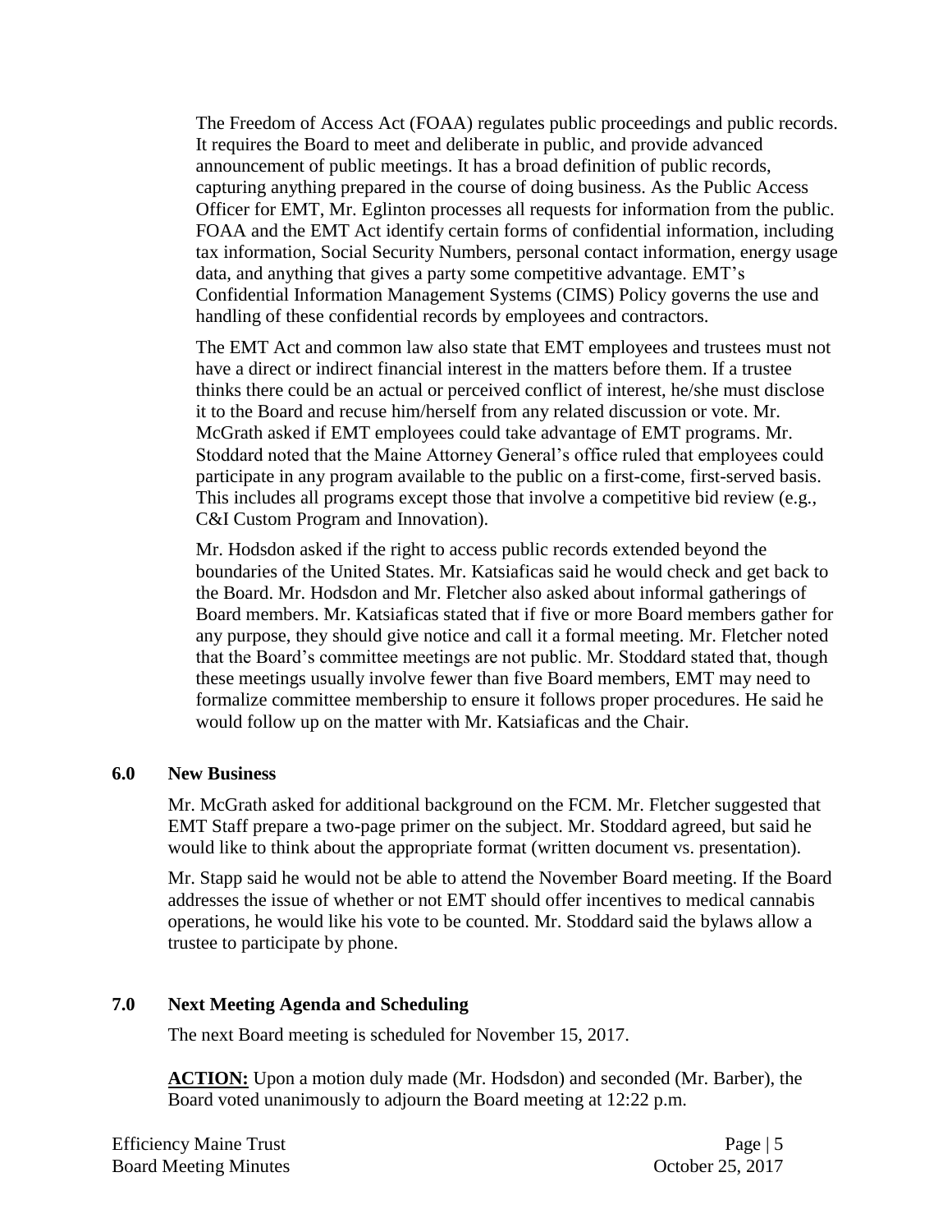The Freedom of Access Act (FOAA) regulates public proceedings and public records. It requires the Board to meet and deliberate in public, and provide advanced announcement of public meetings. It has a broad definition of public records, capturing anything prepared in the course of doing business. As the Public Access Officer for EMT, Mr. Eglinton processes all requests for information from the public. FOAA and the EMT Act identify certain forms of confidential information, including tax information, Social Security Numbers, personal contact information, energy usage data, and anything that gives a party some competitive advantage. EMT's Confidential Information Management Systems (CIMS) Policy governs the use and handling of these confidential records by employees and contractors.

The EMT Act and common law also state that EMT employees and trustees must not have a direct or indirect financial interest in the matters before them. If a trustee thinks there could be an actual or perceived conflict of interest, he/she must disclose it to the Board and recuse him/herself from any related discussion or vote. Mr. McGrath asked if EMT employees could take advantage of EMT programs. Mr. Stoddard noted that the Maine Attorney General's office ruled that employees could participate in any program available to the public on a first-come, first-served basis. This includes all programs except those that involve a competitive bid review (e.g., C&I Custom Program and Innovation).

Mr. Hodsdon asked if the right to access public records extended beyond the boundaries of the United States. Mr. Katsiaficas said he would check and get back to the Board. Mr. Hodsdon and Mr. Fletcher also asked about informal gatherings of Board members. Mr. Katsiaficas stated that if five or more Board members gather for any purpose, they should give notice and call it a formal meeting. Mr. Fletcher noted that the Board's committee meetings are not public. Mr. Stoddard stated that, though these meetings usually involve fewer than five Board members, EMT may need to formalize committee membership to ensure it follows proper procedures. He said he would follow up on the matter with Mr. Katsiaficas and the Chair.

## 6.0 New Business

Mr. McGrath asked for additional background on the FCM. Mr. Fletcher suggested that EMT Staff prepare a two-page primer on the subject. Mr. Stoddard agreed, but said he would like to think about the appropriate format (written document vs. presentation).

Mr. Stapp said he would not be able to attend the November Board meeting. If the Board addresses the issue of whether or not EMT should offer incentives to medical cannabis operations, he would like his vote to be counted. Mr. Stoddard said the bylaws allow a trustee to participate by phone.

## 7.0 Next Meeting Agenda and Scheduling

The next Board meeting is scheduled for November 15, 2017.

**ACTION:** Upon a motion duly made (Mr. Hodsdon) and seconded (Mr. Barber), the Board voted unanimously to adjourn the Board meeting at 12:22 p.m.